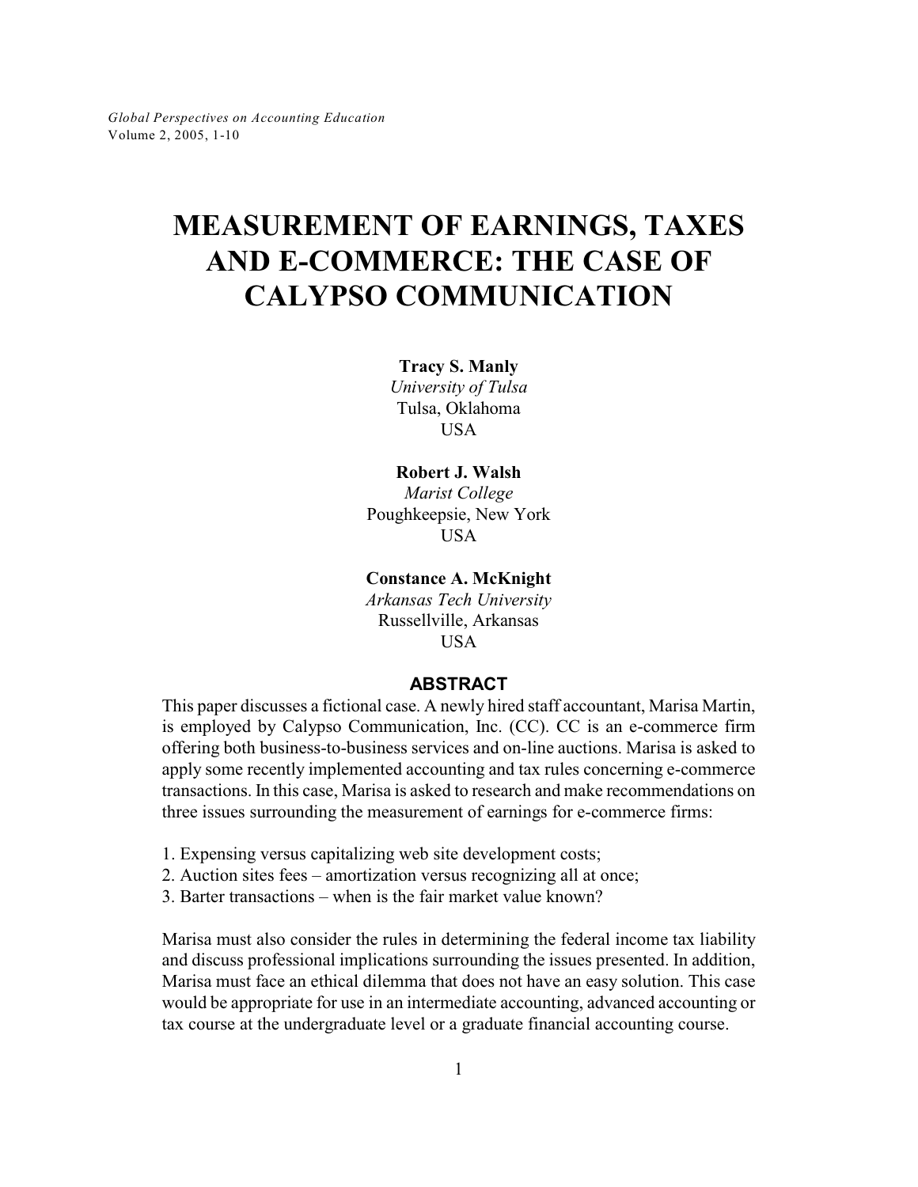# MEASUREMENT OF EARNINGS, TAXES AND E-COMMERCE: THE CASE OF CALYPSO COMMUNICATION

**Tracy S. Manly**
*University of Tulsa*
Tulsa, Oklahoma
USA

**Robert J. Walsh**
*Marist College*
Poughkeepsie, New York
USA

**Constance A. McKnight**
*Arkansas Tech University*
Russellville, Arkansas
USA

## ABSTRACT

This paper discusses a fictional case. A newly hired staff accountant, Marisa Martin, is employed by Calypso Communication, Inc. (CC). CC is an e-commerce firm offering both business-to-business services and on-line auctions. Marisa is asked to apply some recently implemented accounting and tax rules concerning e-commerce transactions. In this case, Marisa is asked to research and make recommendations on three issues surrounding the measurement of earnings for e-commerce firms:

1. Expensing versus capitalizing web site development costs;
2. Auction sites fees – amortization versus recognizing all at once;
3. Barter transactions – when is the fair market value known?

Marisa must also consider the rules in determining the federal income tax liability and discuss professional implications surrounding the issues presented. In addition, Marisa must face an ethical dilemma that does not have an easy solution. This case would be appropriate for use in an intermediate accounting, advanced accounting or tax course at the undergraduate level or a graduate financial accounting course.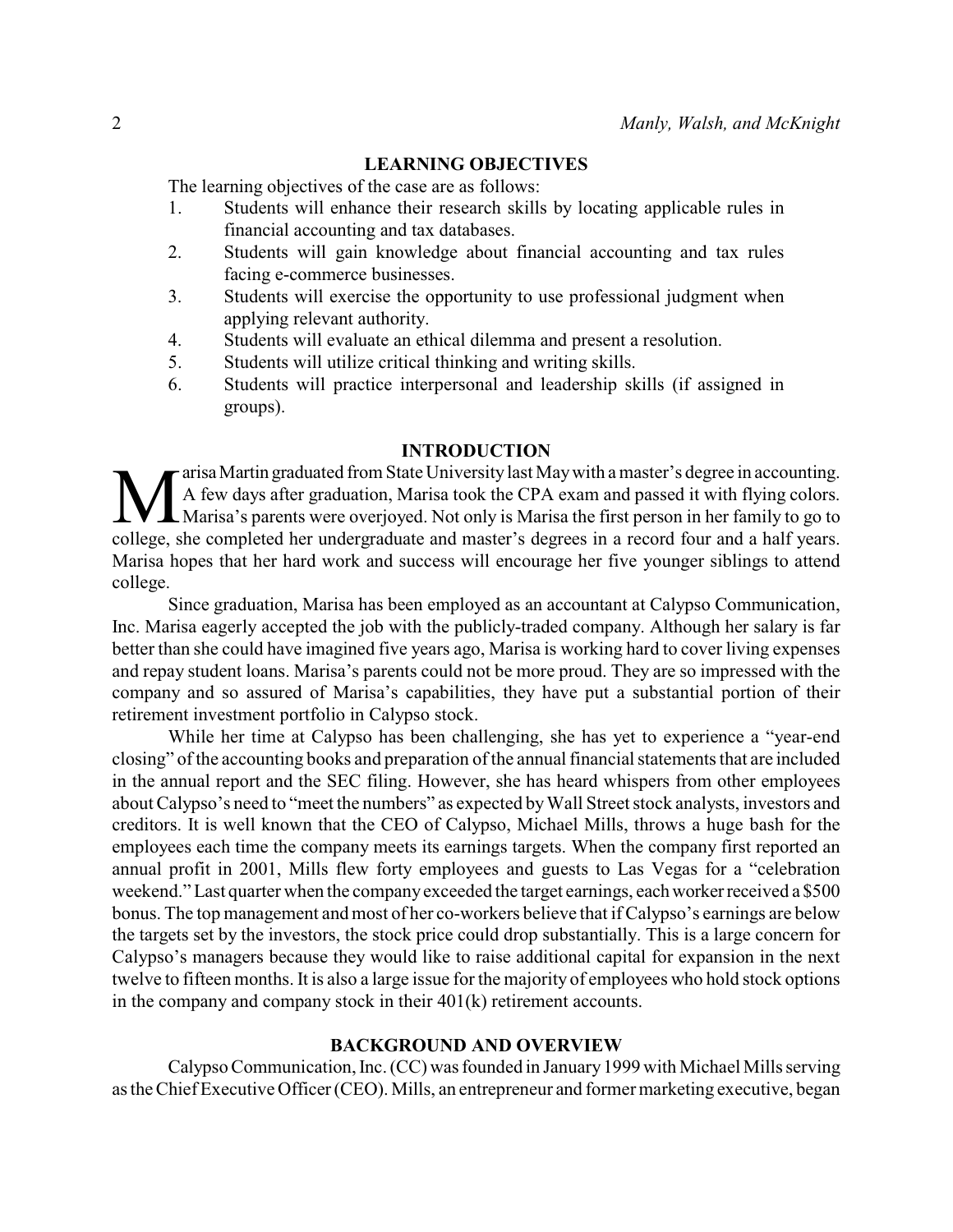## LEARNING OBJECTIVES

The learning objectives of the case are as follows:

1. Students will enhance their research skills by locating applicable rules in financial accounting and tax databases.
2. Students will gain knowledge about financial accounting and tax rules facing e-commerce businesses.
3. Students will exercise the opportunity to use professional judgment when applying relevant authority.
4. Students will evaluate an ethical dilemma and present a resolution.
5. Students will utilize critical thinking and writing skills.
6. Students will practice interpersonal and leadership skills (if assigned in groups).

## INTRODUCTION

Marisa Martin graduated from State University last May with a master's degree in accounting. A few days after graduation, Marisa took the CPA exam and passed it with flying colors. Marisa's parents were overjoyed. Not only is Marisa the first person in her family to go to college, she completed her undergraduate and master's degrees in a record four and a half years. Marisa hopes that her hard work and success will encourage her five younger siblings to attend college.

Since graduation, Marisa has been employed as an accountant at Calypso Communication, Inc. Marisa eagerly accepted the job with the publicly-traded company. Although her salary is far better than she could have imagined five years ago, Marisa is working hard to cover living expenses and repay student loans. Marisa's parents could not be more proud. They are so impressed with the company and so assured of Marisa's capabilities, they have put a substantial portion of their retirement investment portfolio in Calypso stock.

While her time at Calypso has been challenging, she has yet to experience a "year-end closing" of the accounting books and preparation of the annual financial statements that are included in the annual report and the SEC filing. However, she has heard whispers from other employees about Calypso's need to "meet the numbers" as expected by Wall Street stock analysts, investors and creditors. It is well known that the CEO of Calypso, Michael Mills, throws a huge bash for the employees each time the company meets its earnings targets. When the company first reported an annual profit in 2001, Mills flew forty employees and guests to Las Vegas for a "celebration weekend." Last quarter when the company exceeded the target earnings, each worker received a $500 bonus. The top management and most of her co-workers believe that if Calypso's earnings are below the targets set by the investors, the stock price could drop substantially. This is a large concern for Calypso's managers because they would like to raise additional capital for expansion in the next twelve to fifteen months. It is also a large issue for the majority of employees who hold stock options in the company and company stock in their 401(k) retirement accounts.

## BACKGROUND AND OVERVIEW

Calypso Communication, Inc. (CC) was founded in January 1999 with Michael Mills serving as the Chief Executive Officer (CEO). Mills, an entrepreneur and former marketing executive, began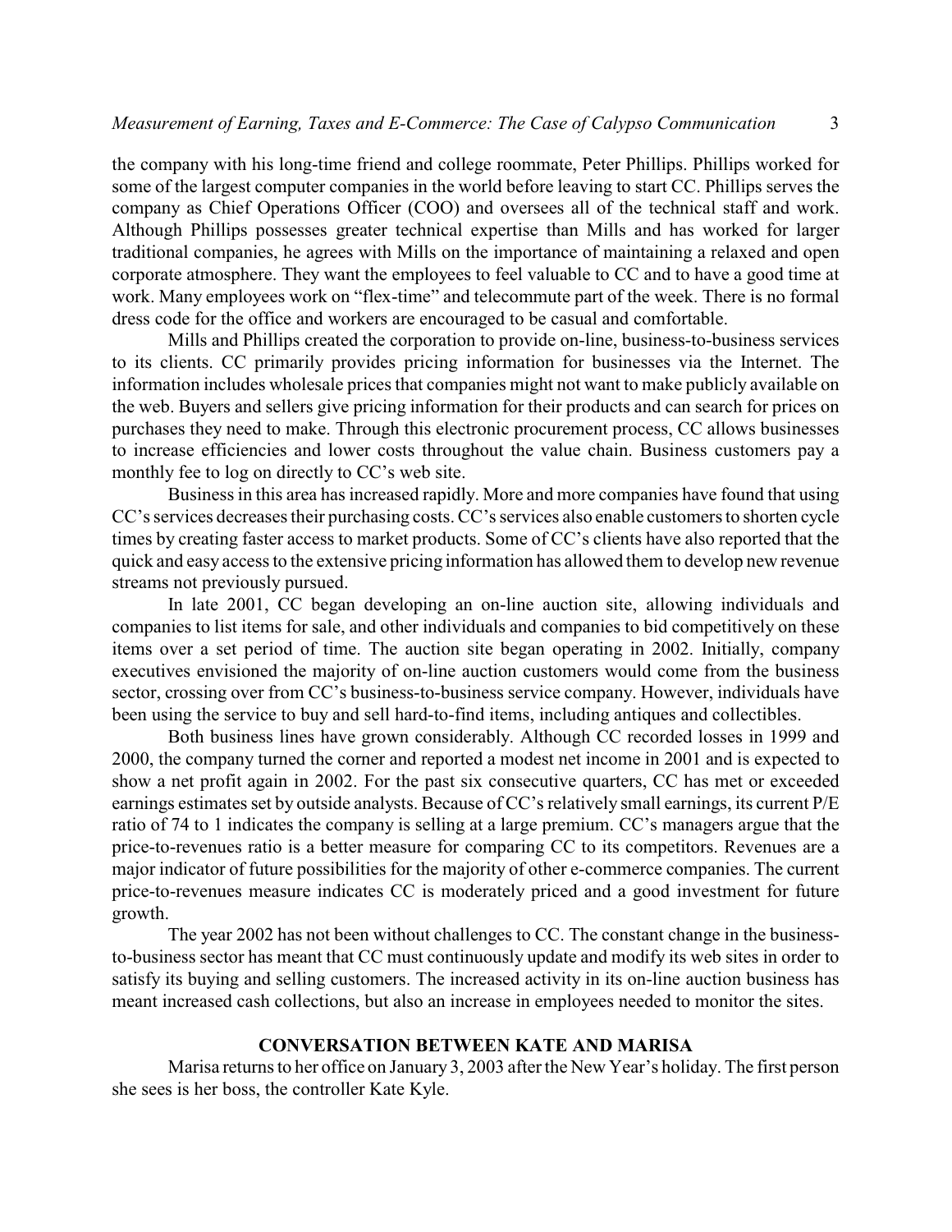the company with his long-time friend and college roommate, Peter Phillips. Phillips worked for some of the largest computer companies in the world before leaving to start CC. Phillips serves the company as Chief Operations Officer (COO) and oversees all of the technical staff and work. Although Phillips possesses greater technical expertise than Mills and has worked for larger traditional companies, he agrees with Mills on the importance of maintaining a relaxed and open corporate atmosphere. They want the employees to feel valuable to CC and to have a good time at work. Many employees work on "flex-time" and telecommute part of the week. There is no formal dress code for the office and workers are encouraged to be casual and comfortable.

Mills and Phillips created the corporation to provide on-line, business-to-business services to its clients. CC primarily provides pricing information for businesses via the Internet. The information includes wholesale prices that companies might not want to make publicly available on the web. Buyers and sellers give pricing information for their products and can search for prices on purchases they need to make. Through this electronic procurement process, CC allows businesses to increase efficiencies and lower costs throughout the value chain. Business customers pay a monthly fee to log on directly to CC's web site.

Business in this area has increased rapidly. More and more companies have found that using CC's services decreases their purchasing costs. CC's services also enable customers to shorten cycle times by creating faster access to market products. Some of CC's clients have also reported that the quick and easy access to the extensive pricing information has allowed them to develop new revenue streams not previously pursued.

In late 2001, CC began developing an on-line auction site, allowing individuals and companies to list items for sale, and other individuals and companies to bid competitively on these items over a set period of time. The auction site began operating in 2002. Initially, company executives envisioned the majority of on-line auction customers would come from the business sector, crossing over from CC's business-to-business service company. However, individuals have been using the service to buy and sell hard-to-find items, including antiques and collectibles.

Both business lines have grown considerably. Although CC recorded losses in 1999 and 2000, the company turned the corner and reported a modest net income in 2001 and is expected to show a net profit again in 2002. For the past six consecutive quarters, CC has met or exceeded earnings estimates set by outside analysts. Because of CC's relatively small earnings, its current P/E ratio of 74 to 1 indicates the company is selling at a large premium. CC's managers argue that the price-to-revenues ratio is a better measure for comparing CC to its competitors. Revenues are a major indicator of future possibilities for the majority of other e-commerce companies. The current price-to-revenues measure indicates CC is moderately priced and a good investment for future growth.

The year 2002 has not been without challenges to CC. The constant change in the business-to-business sector has meant that CC must continuously update and modify its web sites in order to satisfy its buying and selling customers. The increased activity in its on-line auction business has meant increased cash collections, but also an increase in employees needed to monitor the sites.

## CONVERSATION BETWEEN KATE AND MARISA

Marisa returns to her office on January 3, 2003 after the New Year's holiday. The first person she sees is her boss, the controller Kate Kyle.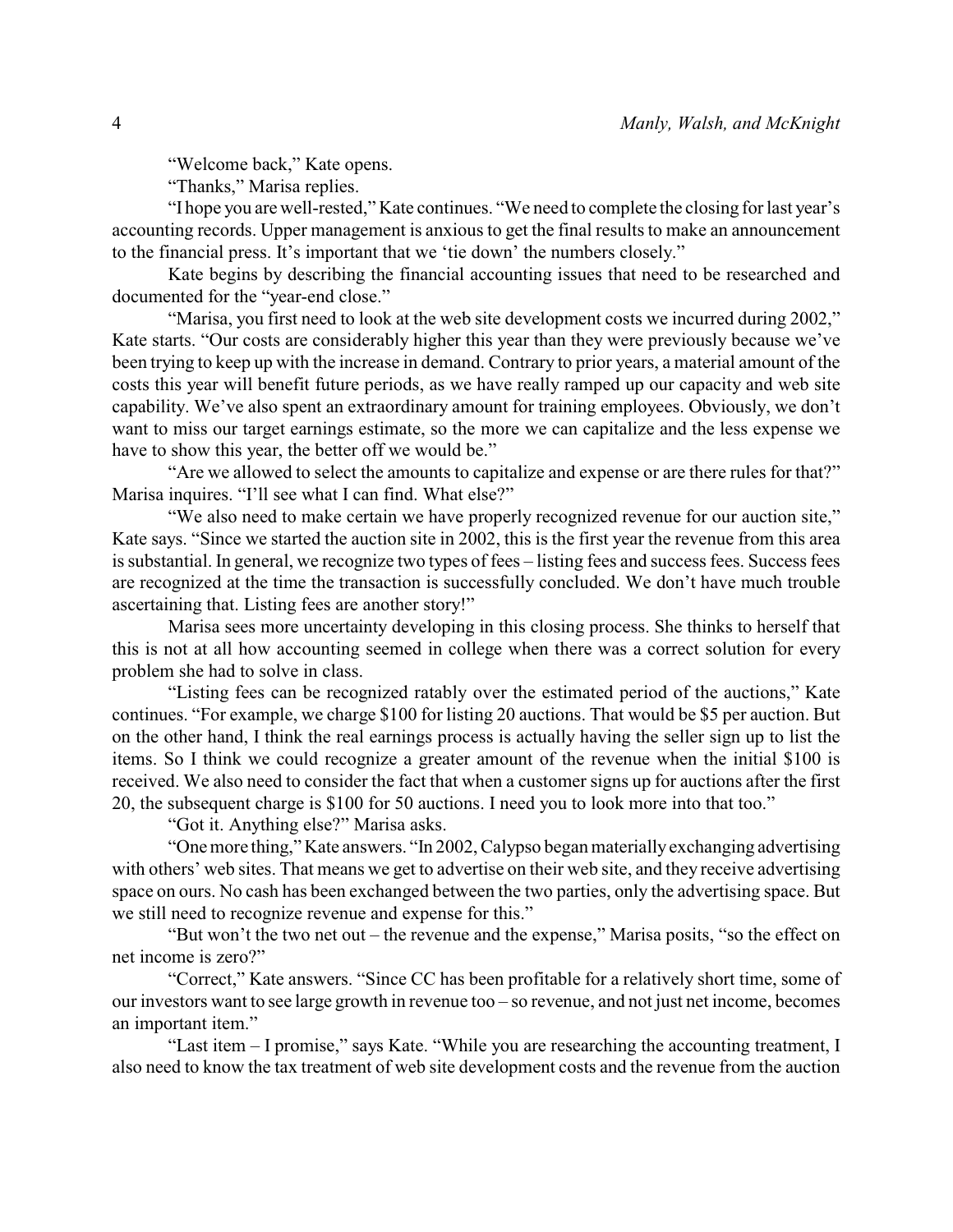"Welcome back," Kate opens.

"Thanks," Marisa replies.

"I hope you are well-rested," Kate continues. "We need to complete the closing for last year's accounting records. Upper management is anxious to get the final results to make an announcement to the financial press. It's important that we 'tie down' the numbers closely."

Kate begins by describing the financial accounting issues that need to be researched and documented for the "year-end close."

"Marisa, you first need to look at the web site development costs we incurred during 2002," Kate starts. "Our costs are considerably higher this year than they were previously because we've been trying to keep up with the increase in demand. Contrary to prior years, a material amount of the costs this year will benefit future periods, as we have really ramped up our capacity and web site capability. We've also spent an extraordinary amount for training employees. Obviously, we don't want to miss our target earnings estimate, so the more we can capitalize and the less expense we have to show this year, the better off we would be."

"Are we allowed to select the amounts to capitalize and expense or are there rules for that?" Marisa inquires. "I'll see what I can find. What else?"

"We also need to make certain we have properly recognized revenue for our auction site," Kate says. "Since we started the auction site in 2002, this is the first year the revenue from this area is substantial. In general, we recognize two types of fees – listing fees and success fees. Success fees are recognized at the time the transaction is successfully concluded. We don't have much trouble ascertaining that. Listing fees are another story!"

Marisa sees more uncertainty developing in this closing process. She thinks to herself that this is not at all how accounting seemed in college when there was a correct solution for every problem she had to solve in class.

"Listing fees can be recognized ratably over the estimated period of the auctions," Kate continues. "For example, we charge $100 for listing 20 auctions. That would be $5 per auction. But on the other hand, I think the real earnings process is actually having the seller sign up to list the items. So I think we could recognize a greater amount of the revenue when the initial $100 is received. We also need to consider the fact that when a customer signs up for auctions after the first 20, the subsequent charge is $100 for 50 auctions. I need you to look more into that too."

"Got it. Anything else?" Marisa asks.

"One more thing," Kate answers. "In 2002, Calypso began materially exchanging advertising with others' web sites. That means we get to advertise on their web site, and they receive advertising space on ours. No cash has been exchanged between the two parties, only the advertising space. But we still need to recognize revenue and expense for this."

"But won't the two net out – the revenue and the expense," Marisa posits, "so the effect on net income is zero?"

"Correct," Kate answers. "Since CC has been profitable for a relatively short time, some of our investors want to see large growth in revenue too – so revenue, and not just net income, becomes an important item."

"Last item – I promise," says Kate. "While you are researching the accounting treatment, I also need to know the tax treatment of web site development costs and the revenue from the auction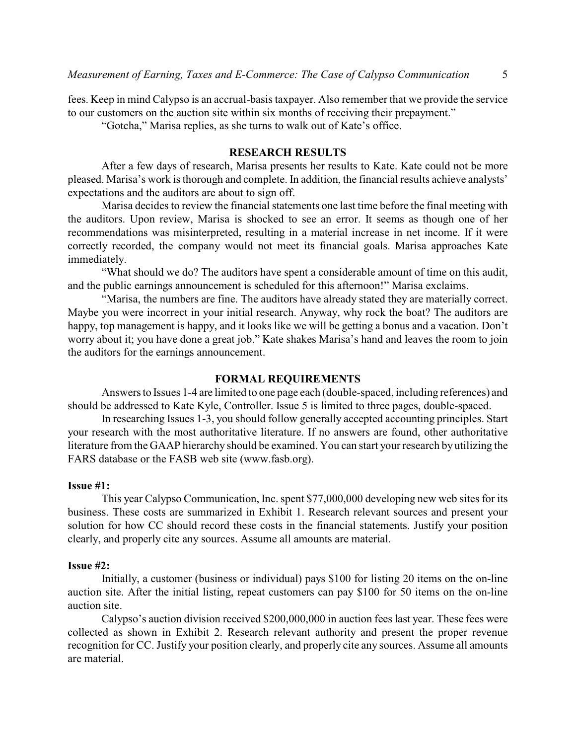fees. Keep in mind Calypso is an accrual-basis taxpayer. Also remember that we provide the service to our customers on the auction site within six months of receiving their prepayment."

"Gotcha," Marisa replies, as she turns to walk out of Kate's office.

## RESEARCH RESULTS

After a few days of research, Marisa presents her results to Kate. Kate could not be more pleased. Marisa's work is thorough and complete. In addition, the financial results achieve analysts' expectations and the auditors are about to sign off.

Marisa decides to review the financial statements one last time before the final meeting with the auditors. Upon review, Marisa is shocked to see an error. It seems as though one of her recommendations was misinterpreted, resulting in a material increase in net income. If it were correctly recorded, the company would not meet its financial goals. Marisa approaches Kate immediately.

"What should we do? The auditors have spent a considerable amount of time on this audit, and the public earnings announcement is scheduled for this afternoon!" Marisa exclaims.

"Marisa, the numbers are fine. The auditors have already stated they are materially correct. Maybe you were incorrect in your initial research. Anyway, why rock the boat? The auditors are happy, top management is happy, and it looks like we will be getting a bonus and a vacation. Don't worry about it; you have done a great job." Kate shakes Marisa's hand and leaves the room to join the auditors for the earnings announcement.

## FORMAL REQUIREMENTS

Answers to Issues 1-4 are limited to one page each (double-spaced, including references) and should be addressed to Kate Kyle, Controller. Issue 5 is limited to three pages, double-spaced.

In researching Issues 1-3, you should follow generally accepted accounting principles. Start your research with the most authoritative literature. If no answers are found, other authoritative literature from the GAAP hierarchy should be examined. You can start your research by utilizing the FARS database or the FASB web site (www.fasb.org).

**Issue #1:**

This year Calypso Communication, Inc. spent $77,000,000 developing new web sites for its business. These costs are summarized in Exhibit 1. Research relevant sources and present your solution for how CC should record these costs in the financial statements. Justify your position clearly, and properly cite any sources. Assume all amounts are material.

**Issue #2:**

Initially, a customer (business or individual) pays $100 for listing 20 items on the on-line auction site. After the initial listing, repeat customers can pay $100 for 50 items on the on-line auction site.

Calypso's auction division received $200,000,000 in auction fees last year. These fees were collected as shown in Exhibit 2. Research relevant authority and present the proper revenue recognition for CC. Justify your position clearly, and properly cite any sources. Assume all amounts are material.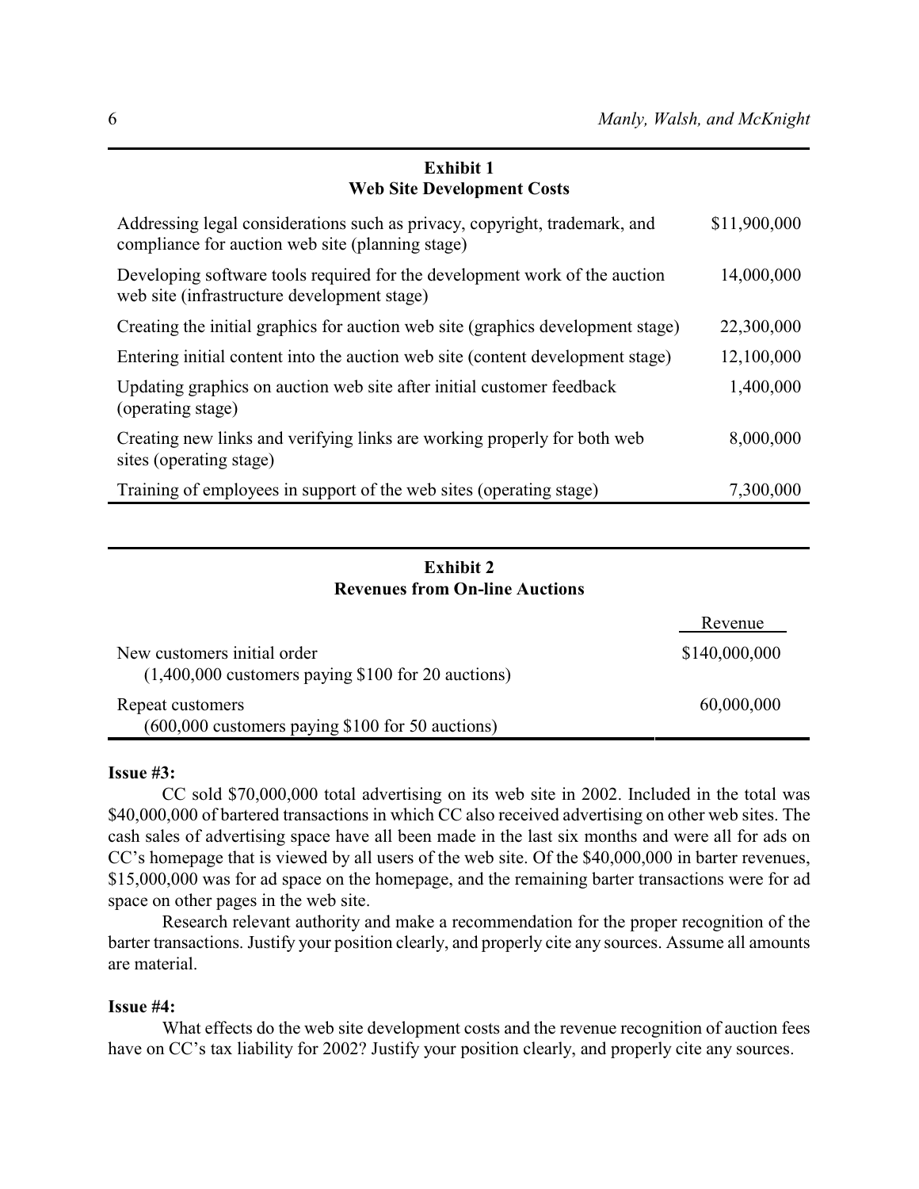**Exhibit 1**
**Web Site Development Costs**

| | |
|---|---|
| Addressing legal considerations such as privacy, copyright, trademark, and compliance for auction web site (planning stage) | \$11,900,000 |
| Developing software tools required for the development work of the auction web site (infrastructure development stage) | 14,000,000 |
| Creating the initial graphics for auction web site (graphics development stage) | 22,300,000 |
| Entering initial content into the auction web site (content development stage) | 12,100,000 |
| Updating graphics on auction web site after initial customer feedback (operating stage) | 1,400,000 |
| Creating new links and verifying links are working properly for both web sites (operating stage) | 8,000,000 |
| Training of employees in support of the web sites (operating stage) | 7,300,000 |

**Exhibit 2**
**Revenues from On-line Auctions**

| | Revenue |
|---|---|
| New customers initial order (1,400,000 customers paying \$100 for 20 auctions) | \$140,000,000 |
| Repeat customers (600,000 customers paying \$100 for 50 auctions) | 60,000,000 |

**Issue #3:**

CC sold \$70,000,000 total advertising on its web site in 2002. Included in the total was \$40,000,000 of bartered transactions in which CC also received advertising on other web sites. The cash sales of advertising space have all been made in the last six months and were all for ads on CC's homepage that is viewed by all users of the web site. Of the \$40,000,000 in barter revenues, \$15,000,000 was for ad space on the homepage, and the remaining barter transactions were for ad space on other pages in the web site.

Research relevant authority and make a recommendation for the proper recognition of the barter transactions. Justify your position clearly, and properly cite any sources. Assume all amounts are material.

**Issue #4:**

What effects do the web site development costs and the revenue recognition of auction fees have on CC's tax liability for 2002? Justify your position clearly, and properly cite any sources.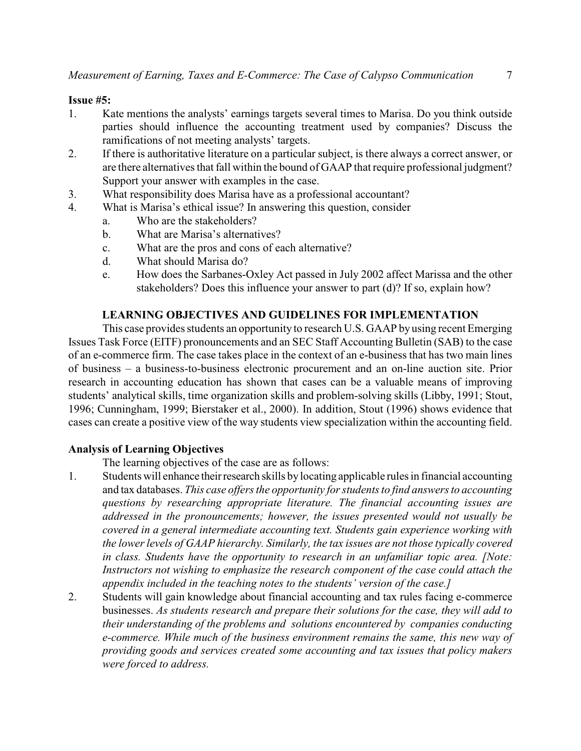**Issue #5:**

1. Kate mentions the analysts' earnings targets several times to Marisa. Do you think outside parties should influence the accounting treatment used by companies? Discuss the ramifications of not meeting analysts' targets.
2. If there is authoritative literature on a particular subject, is there always a correct answer, or are there alternatives that fall within the bound of GAAP that require professional judgment? Support your answer with examples in the case.
3. What responsibility does Marisa have as a professional accountant?
4. What is Marisa's ethical issue? In answering this question, consider
   a. Who are the stakeholders?
   b. What are Marisa's alternatives?
   c. What are the pros and cons of each alternative?
   d. What should Marisa do?
   e. How does the Sarbanes-Oxley Act passed in July 2002 affect Marissa and the other stakeholders? Does this influence your answer to part (d)? If so, explain how?

## LEARNING OBJECTIVES AND GUIDELINES FOR IMPLEMENTATION

This case provides students an opportunity to research U.S. GAAP by using recent Emerging Issues Task Force (EITF) pronouncements and an SEC Staff Accounting Bulletin (SAB) to the case of an e-commerce firm. The case takes place in the context of an e-business that has two main lines of business – a business-to-business electronic procurement and an on-line auction site. Prior research in accounting education has shown that cases can be a valuable means of improving students' analytical skills, time organization skills and problem-solving skills (Libby, 1991; Stout, 1996; Cunningham, 1999; Bierstaker et al., 2000). In addition, Stout (1996) shows evidence that cases can create a positive view of the way students view specialization within the accounting field.

### Analysis of Learning Objectives

The learning objectives of the case are as follows:

1. Students will enhance their research skills by locating applicable rules in financial accounting and tax databases. *This case offers the opportunity for students to find answers to accounting questions by researching appropriate literature. The financial accounting issues are addressed in the pronouncements; however, the issues presented would not usually be covered in a general intermediate accounting text. Students gain experience working with the lower levels of GAAP hierarchy. Similarly, the tax issues are not those typically covered in class. Students have the opportunity to research in an unfamiliar topic area. [Note: Instructors not wishing to emphasize the research component of the case could attach the appendix included in the teaching notes to the students' version of the case.]*
2. Students will gain knowledge about financial accounting and tax rules facing e-commerce businesses. *As students research and prepare their solutions for the case, they will add to their understanding of the problems and solutions encountered by companies conducting e-commerce. While much of the business environment remains the same, this new way of providing goods and services created some accounting and tax issues that policy makers were forced to address.*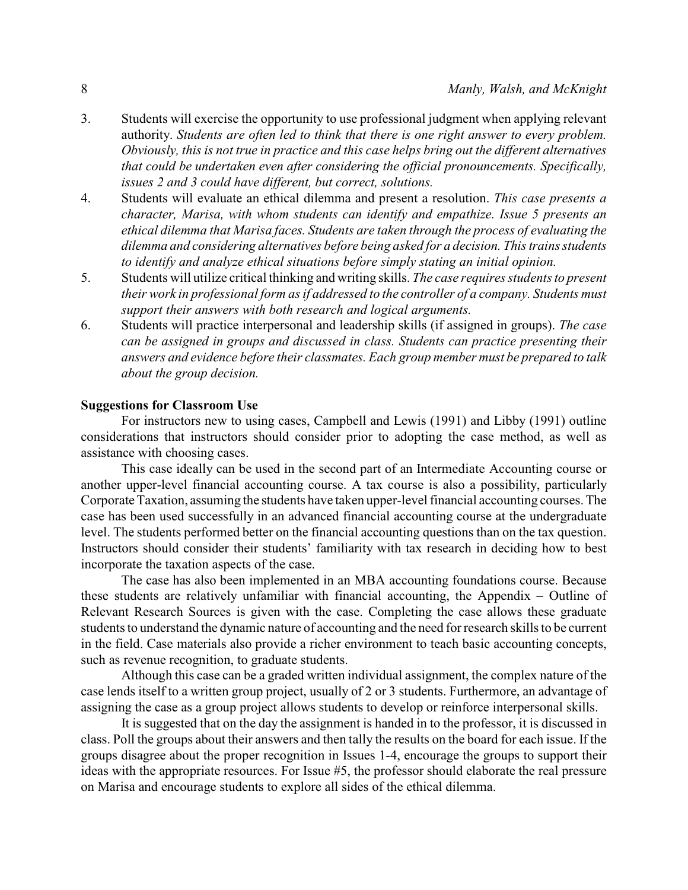3. Students will exercise the opportunity to use professional judgment when applying relevant authority. *Students are often led to think that there is one right answer to every problem. Obviously, this is not true in practice and this case helps bring out the different alternatives that could be undertaken even after considering the official pronouncements. Specifically, issues 2 and 3 could have different, but correct, solutions.*
4. Students will evaluate an ethical dilemma and present a resolution. *This case presents a character, Marisa, with whom students can identify and empathize. Issue 5 presents an ethical dilemma that Marisa faces. Students are taken through the process of evaluating the dilemma and considering alternatives before being asked for a decision. This trains students to identify and analyze ethical situations before simply stating an initial opinion.*
5. Students will utilize critical thinking and writing skills. *The case requires students to present their work in professional form as if addressed to the controller of a company. Students must support their answers with both research and logical arguments.*
6. Students will practice interpersonal and leadership skills (if assigned in groups). *The case can be assigned in groups and discussed in class. Students can practice presenting their answers and evidence before their classmates. Each group member must be prepared to talk about the group decision.*

**Suggestions for Classroom Use**

For instructors new to using cases, Campbell and Lewis (1991) and Libby (1991) outline considerations that instructors should consider prior to adopting the case method, as well as assistance with choosing cases.

This case ideally can be used in the second part of an Intermediate Accounting course or another upper-level financial accounting course. A tax course is also a possibility, particularly Corporate Taxation, assuming the students have taken upper-level financial accounting courses. The case has been used successfully in an advanced financial accounting course at the undergraduate level. The students performed better on the financial accounting questions than on the tax question. Instructors should consider their students' familiarity with tax research in deciding how to best incorporate the taxation aspects of the case.

The case has also been implemented in an MBA accounting foundations course. Because these students are relatively unfamiliar with financial accounting, the Appendix – Outline of Relevant Research Sources is given with the case. Completing the case allows these graduate students to understand the dynamic nature of accounting and the need for research skills to be current in the field. Case materials also provide a richer environment to teach basic accounting concepts, such as revenue recognition, to graduate students.

Although this case can be a graded written individual assignment, the complex nature of the case lends itself to a written group project, usually of 2 or 3 students. Furthermore, an advantage of assigning the case as a group project allows students to develop or reinforce interpersonal skills.

It is suggested that on the day the assignment is handed in to the professor, it is discussed in class. Poll the groups about their answers and then tally the results on the board for each issue. If the groups disagree about the proper recognition in Issues 1-4, encourage the groups to support their ideas with the appropriate resources. For Issue #5, the professor should elaborate the real pressure on Marisa and encourage students to explore all sides of the ethical dilemma.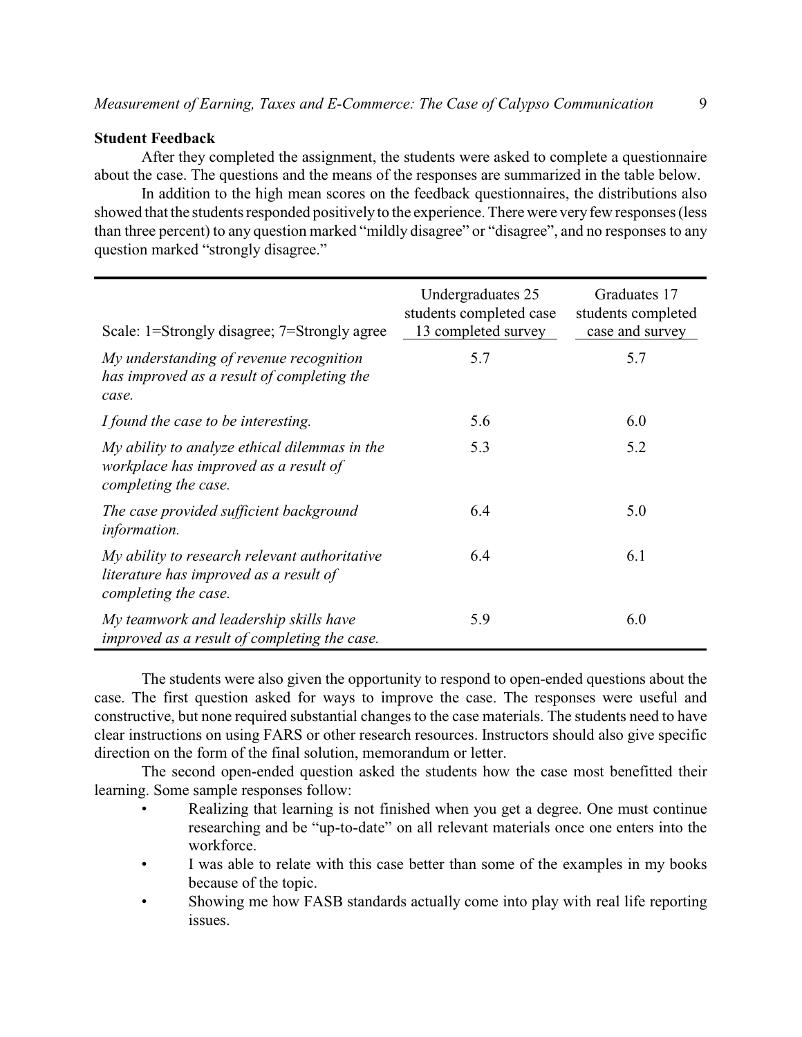## Student Feedback

After they completed the assignment, the students were asked to complete a questionnaire about the case. The questions and the means of the responses are summarized in the table below.

In addition to the high mean scores on the feedback questionnaires, the distributions also showed that the students responded positively to the experience. There were very few responses (less than three percent) to any question marked "mildly disagree" or "disagree", and no responses to any question marked "strongly disagree."

| Scale: 1=Strongly disagree; 7=Strongly agree | Undergraduates 25 students completed case 13 completed survey | Graduates 17 students completed case and survey |
|---|---|---|
| *My understanding of revenue recognition has improved as a result of completing the case.* | 5.7 | 5.7 |
| *I found the case to be interesting.* | 5.6 | 6.0 |
| *My ability to analyze ethical dilemmas in the workplace has improved as a result of completing the case.* | 5.3 | 5.2 |
| *The case provided sufficient background information.* | 6.4 | 5.0 |
| *My ability to research relevant authoritative literature has improved as a result of completing the case.* | 6.4 | 6.1 |
| *My teamwork and leadership skills have improved as a result of completing the case.* | 5.9 | 6.0 |

The students were also given the opportunity to respond to open-ended questions about the case. The first question asked for ways to improve the case. The responses were useful and constructive, but none required substantial changes to the case materials. The students need to have clear instructions on using FARS or other research resources. Instructors should also give specific direction on the form of the final solution, memorandum or letter.

The second open-ended question asked the students how the case most benefitted their learning. Some sample responses follow:

- Realizing that learning is not finished when you get a degree. One must continue researching and be "up-to-date" on all relevant materials once one enters into the workforce.
- I was able to relate with this case better than some of the examples in my books because of the topic.
- Showing me how FASB standards actually come into play with real life reporting issues.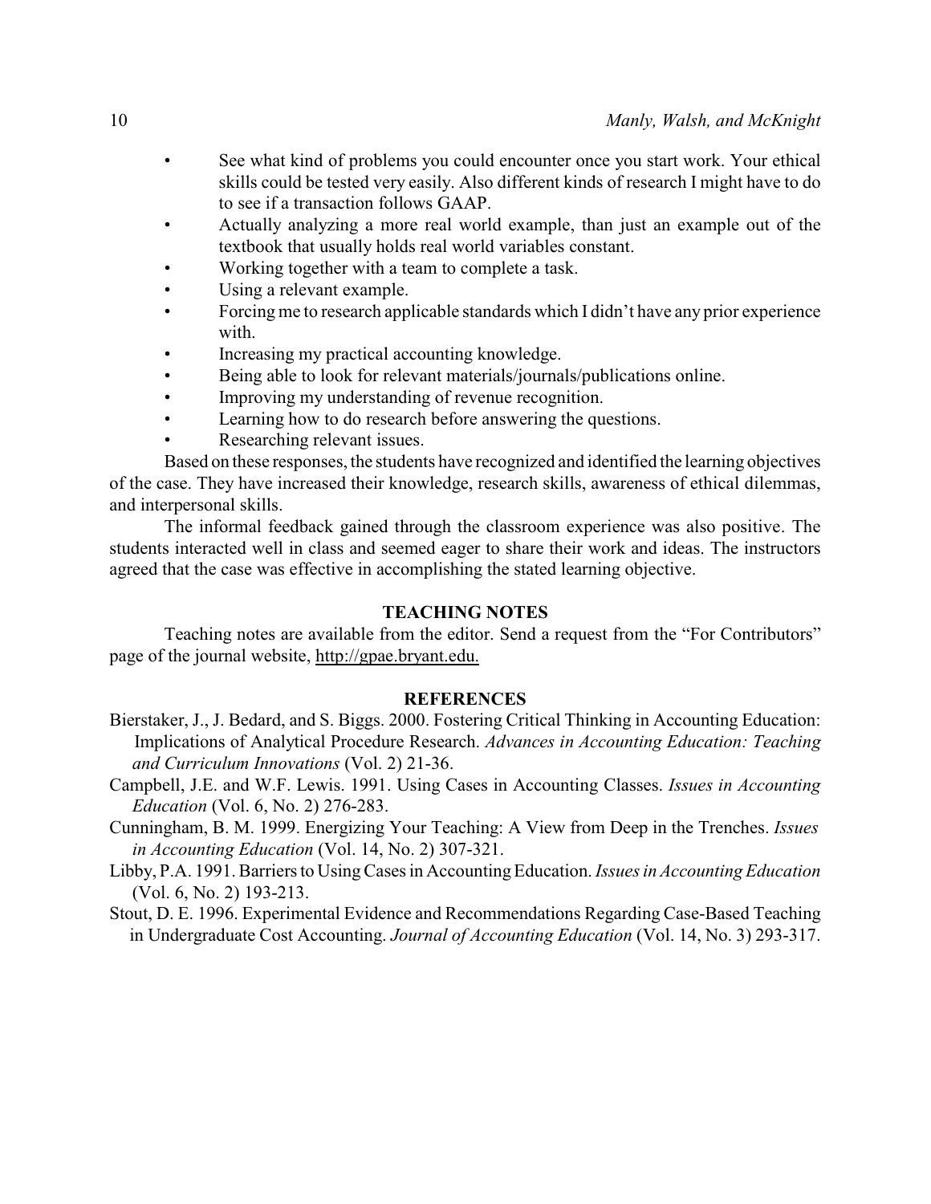- See what kind of problems you could encounter once you start work. Your ethical skills could be tested very easily. Also different kinds of research I might have to do to see if a transaction follows GAAP.
- Actually analyzing a more real world example, than just an example out of the textbook that usually holds real world variables constant.
- Working together with a team to complete a task.
- Using a relevant example.
- Forcing me to research applicable standards which I didn't have any prior experience with.
- Increasing my practical accounting knowledge.
- Being able to look for relevant materials/journals/publications online.
- Improving my understanding of revenue recognition.
- Learning how to do research before answering the questions.
- Researching relevant issues.

Based on these responses, the students have recognized and identified the learning objectives of the case. They have increased their knowledge, research skills, awareness of ethical dilemmas, and interpersonal skills.

The informal feedback gained through the classroom experience was also positive. The students interacted well in class and seemed eager to share their work and ideas. The instructors agreed that the case was effective in accomplishing the stated learning objective.

## TEACHING NOTES

Teaching notes are available from the editor. Send a request from the "For Contributors" page of the journal website, http://gpae.bryant.edu.

## REFERENCES

Bierstaker, J., J. Bedard, and S. Biggs. 2000. Fostering Critical Thinking in Accounting Education: Implications of Analytical Procedure Research. *Advances in Accounting Education: Teaching and Curriculum Innovations* (Vol. 2) 21-36.

Campbell, J.E. and W.F. Lewis. 1991. Using Cases in Accounting Classes. *Issues in Accounting Education* (Vol. 6, No. 2) 276-283.

Cunningham, B. M. 1999. Energizing Your Teaching: A View from Deep in the Trenches. *Issues in Accounting Education* (Vol. 14, No. 2) 307-321.

Libby, P.A. 1991. Barriers to Using Cases in Accounting Education. *Issues in Accounting Education* (Vol. 6, No. 2) 193-213.

Stout, D. E. 1996. Experimental Evidence and Recommendations Regarding Case-Based Teaching in Undergraduate Cost Accounting. *Journal of Accounting Education* (Vol. 14, No. 3) 293-317.